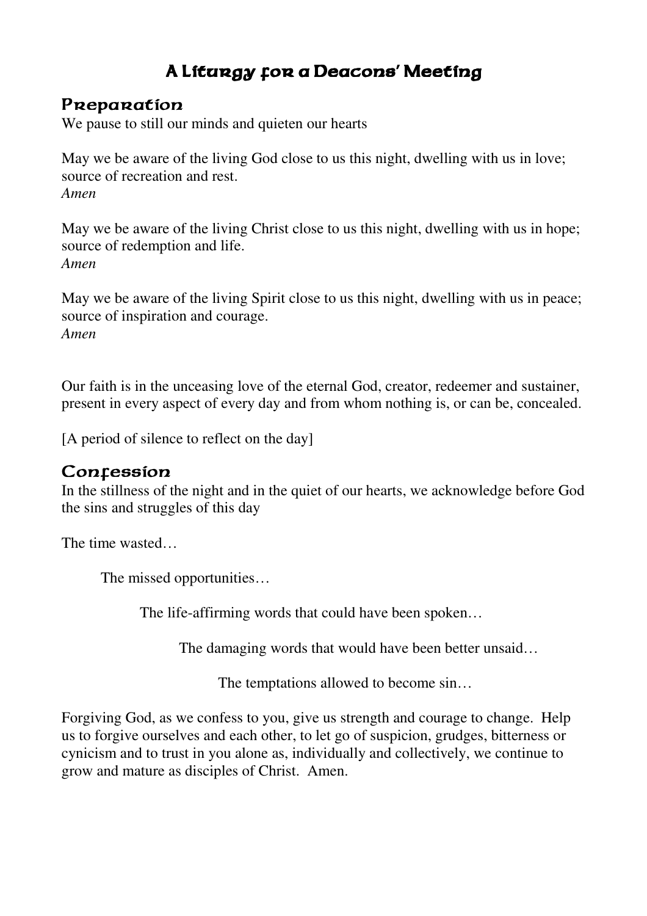# A Liturgy for a Deacons' Meeting

## Preparation

We pause to still our minds and quieten our hearts

May we be aware of the living God close to us this night, dwelling with us in love; source of recreation and rest.
*Amen*

May we be aware of the living Christ close to us this night, dwelling with us in hope; source of redemption and life.
*Amen*

May we be aware of the living Spirit close to us this night, dwelling with us in peace; source of inspiration and courage.
*Amen*

Our faith is in the unceasing love of the eternal God, creator, redeemer and sustainer, present in every aspect of every day and from whom nothing is, or can be, concealed.

[A period of silence to reflect on the day]

## Confession

In the stillness of the night and in the quiet of our hearts, we acknowledge before God the sins and struggles of this day

The time wasted…

The missed opportunities…

The life-affirming words that could have been spoken…

The damaging words that would have been better unsaid…

The temptations allowed to become sin…

Forgiving God, as we confess to you, give us strength and courage to change. Help us to forgive ourselves and each other, to let go of suspicion, grudges, bitterness or cynicism and to trust in you alone as, individually and collectively, we continue to grow and mature as disciples of Christ. Amen.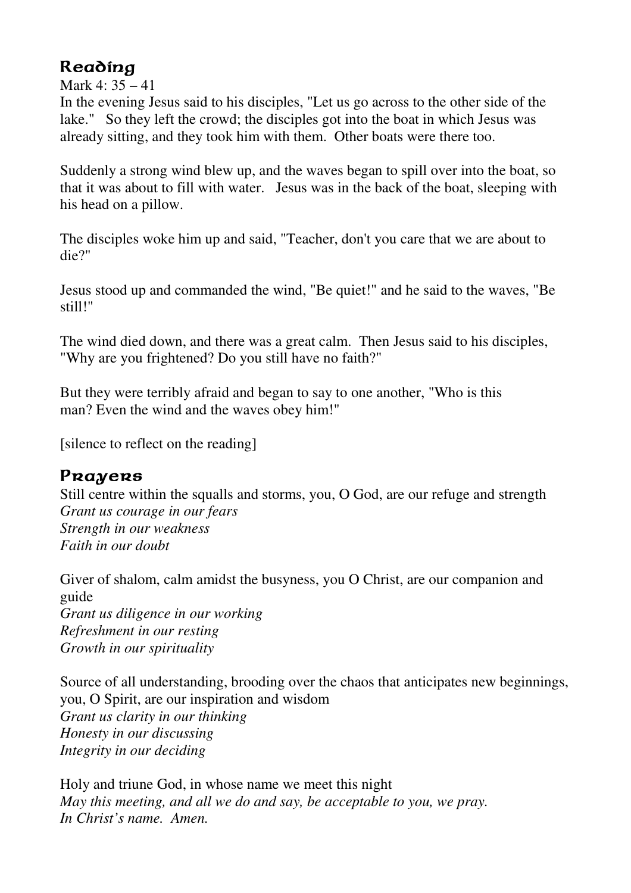## Reading

Mark 4: 35 – 41

In the evening Jesus said to his disciples, "Let us go across to the other side of the lake." So they left the crowd; the disciples got into the boat in which Jesus was already sitting, and they took him with them. Other boats were there too.

Suddenly a strong wind blew up, and the waves began to spill over into the boat, so that it was about to fill with water. Jesus was in the back of the boat, sleeping with his head on a pillow.

The disciples woke him up and said, "Teacher, don't you care that we are about to die?"

Jesus stood up and commanded the wind, "Be quiet!" and he said to the waves, "Be still!"

The wind died down, and there was a great calm. Then Jesus said to his disciples, "Why are you frightened? Do you still have no faith?"

But they were terribly afraid and began to say to one another, "Who is this man? Even the wind and the waves obey him!"

[silence to reflect on the reading]

## Prayers

Still centre within the squalls and storms, you, O God, are our refuge and strength
*Grant us courage in our fears*
*Strength in our weakness*
*Faith in our doubt*

Giver of shalom, calm amidst the busyness, you O Christ, are our companion and guide
*Grant us diligence in our working*
*Refreshment in our resting*
*Growth in our spirituality*

Source of all understanding, brooding over the chaos that anticipates new beginnings, you, O Spirit, are our inspiration and wisdom
*Grant us clarity in our thinking*
*Honesty in our discussing*
*Integrity in our deciding*

Holy and triune God, in whose name we meet this night
*May this meeting, and all we do and say, be acceptable to you, we pray.*
*In Christ's name. Amen.*